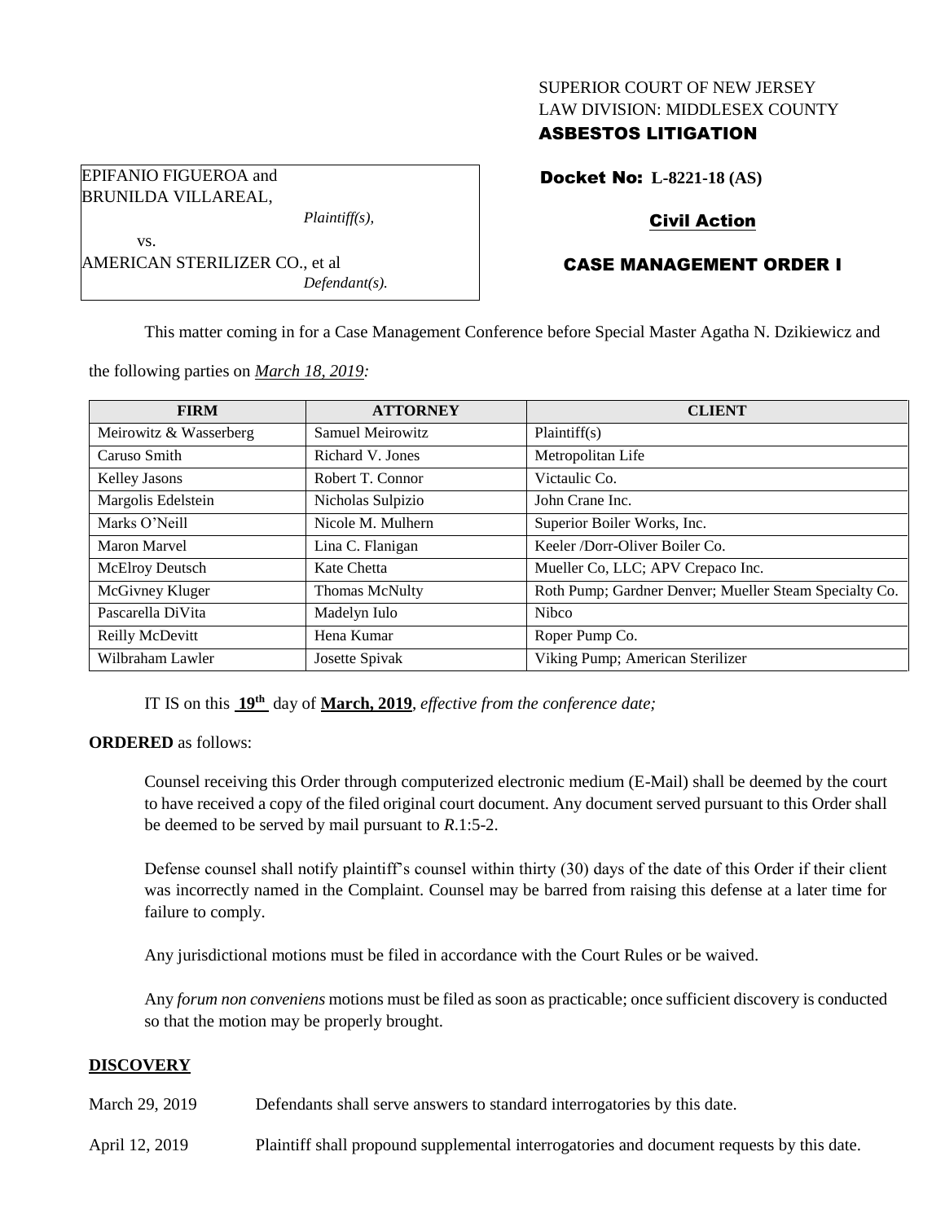SUPERIOR COURT OF NEW JERSEY
LAW DIVISION: MIDDLESEX COUNTY
**ASBESTOS LITIGATION**

EPIFANIO FIGUEROA and BRUNILDA VILLAREAL,
*Plaintiff(s),*

vs.

AMERICAN STERILIZER CO., et al
*Defendant(s).*

**Docket No: L-8221-18 (AS)**

**Civil Action**

**CASE MANAGEMENT ORDER I**

This matter coming in for a Case Management Conference before Special Master Agatha N. Dzikiewicz and the following parties on *March 18, 2019:*

| FIRM | ATTORNEY | CLIENT |
|---|---|---|
| Meirowitz & Wasserberg | Samuel Meirowitz | Plaintiff(s) |
| Caruso Smith | Richard V. Jones | Metropolitan Life |
| Kelley Jasons | Robert T. Connor | Victaulic Co. |
| Margolis Edelstein | Nicholas Sulpizio | John Crane Inc. |
| Marks O'Neill | Nicole M. Mulhern | Superior Boiler Works, Inc. |
| Maron Marvel | Lina C. Flanigan | Keeler /Dorr-Oliver Boiler Co. |
| McElroy Deutsch | Kate Chetta | Mueller Co, LLC; APV Crepaco Inc. |
| McGivney Kluger | Thomas McNulty | Roth Pump; Gardner Denver; Mueller Steam Specialty Co. |
| Pascarella DiVita | Madelyn Iulo | Nibco |
| Reilly McDevitt | Hena Kumar | Roper Pump Co. |
| Wilbraham Lawler | Josette Spivak | Viking Pump; American Sterilizer |

IT IS on this **19th** day of **March, 2019**, *effective from the conference date;*

**ORDERED** as follows:

Counsel receiving this Order through computerized electronic medium (E-Mail) shall be deemed by the court to have received a copy of the filed original court document. Any document served pursuant to this Order shall be deemed to be served by mail pursuant to *R*.1:5-2.

Defense counsel shall notify plaintiff's counsel within thirty (30) days of the date of this Order if their client was incorrectly named in the Complaint. Counsel may be barred from raising this defense at a later time for failure to comply.

Any jurisdictional motions must be filed in accordance with the Court Rules or be waived.

Any *forum non conveniens* motions must be filed as soon as practicable; once sufficient discovery is conducted so that the motion may be properly brought.

## DISCOVERY

| | |
|---|---|
| March 29, 2019 | Defendants shall serve answers to standard interrogatories by this date. |
| April 12, 2019 | Plaintiff shall propound supplemental interrogatories and document requests by this date. |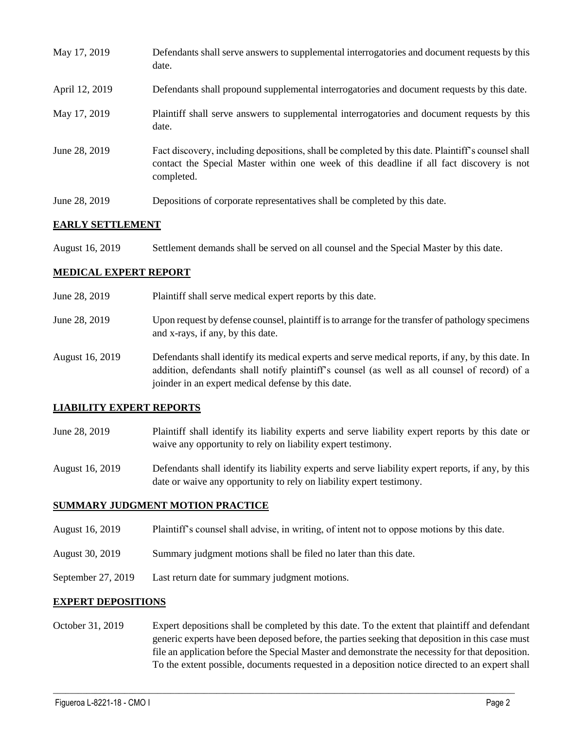| | |
|---|---|
| May 17, 2019 | Defendants shall serve answers to supplemental interrogatories and document requests by this date. |
| April 12, 2019 | Defendants shall propound supplemental interrogatories and document requests by this date. |
| May 17, 2019 | Plaintiff shall serve answers to supplemental interrogatories and document requests by this date. |
| June 28, 2019 | Fact discovery, including depositions, shall be completed by this date. Plaintiff's counsel shall contact the Special Master within one week of this deadline if all fact discovery is not completed. |
| June 28, 2019 | Depositions of corporate representatives shall be completed by this date. |

## EARLY SETTLEMENT

| | |
|---|---|
| August 16, 2019 | Settlement demands shall be served on all counsel and the Special Master by this date. |

## MEDICAL EXPERT REPORT

| | |
|---|---|
| June 28, 2019 | Plaintiff shall serve medical expert reports by this date. |
| June 28, 2019 | Upon request by defense counsel, plaintiff is to arrange for the transfer of pathology specimens and x-rays, if any, by this date. |
| August 16, 2019 | Defendants shall identify its medical experts and serve medical reports, if any, by this date. In addition, defendants shall notify plaintiff's counsel (as well as all counsel of record) of a joinder in an expert medical defense by this date. |

## LIABILITY EXPERT REPORTS

| | |
|---|---|
| June 28, 2019 | Plaintiff shall identify its liability experts and serve liability expert reports by this date or waive any opportunity to rely on liability expert testimony. |
| August 16, 2019 | Defendants shall identify its liability experts and serve liability expert reports, if any, by this date or waive any opportunity to rely on liability expert testimony. |

## SUMMARY JUDGMENT MOTION PRACTICE

| | |
|---|---|
| August 16, 2019 | Plaintiff's counsel shall advise, in writing, of intent not to oppose motions by this date. |
| August 30, 2019 | Summary judgment motions shall be filed no later than this date. |
| September 27, 2019 | Last return date for summary judgment motions. |

## EXPERT DEPOSITIONS

| | |
|---|---|
| October 31, 2019 | Expert depositions shall be completed by this date. To the extent that plaintiff and defendant generic experts have been deposed before, the parties seeking that deposition in this case must file an application before the Special Master and demonstrate the necessity for that deposition. To the extent possible, documents requested in a deposition notice directed to an expert shall |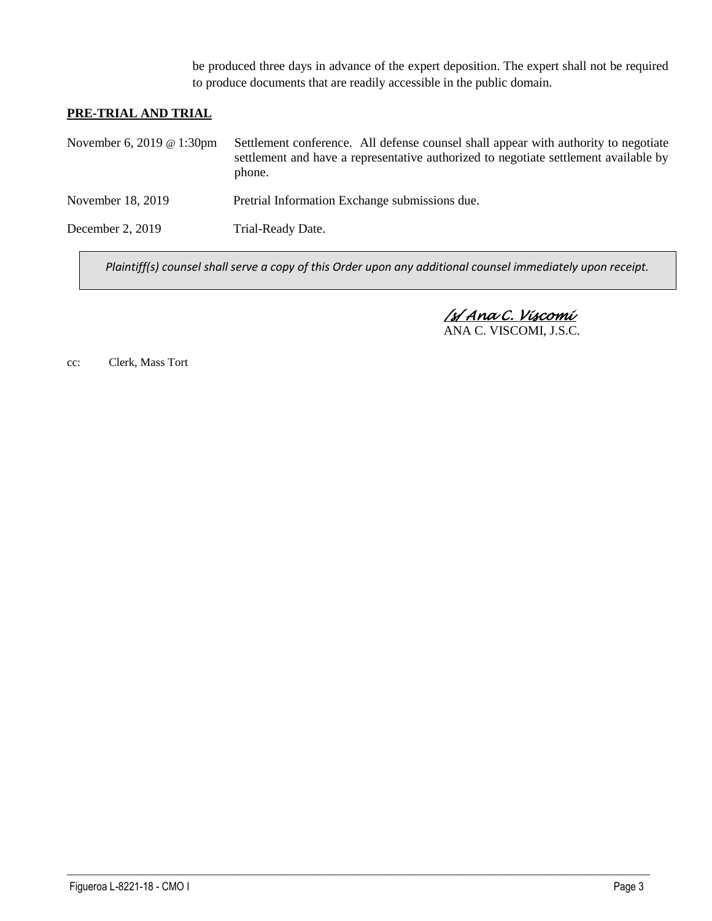be produced three days in advance of the expert deposition. The expert shall not be required to produce documents that are readily accessible in the public domain.

**PRE-TRIAL AND TRIAL**

| | |
|---|---|
| November 6, 2019 @ 1:30pm | Settlement conference. All defense counsel shall appear with authority to negotiate settlement and have a representative authorized to negotiate settlement available by phone. |
| November 18, 2019 | Pretrial Information Exchange submissions due. |
| December 2, 2019 | Trial-Ready Date. |

*Plaintiff(s) counsel shall serve a copy of this Order upon any additional counsel immediately upon receipt.*

/s/ Ana C. Viscomi
ANA C. VISCOMI, J.S.C.

cc: Clerk, Mass Tort

Figueroa L-8221-18 - CMO I